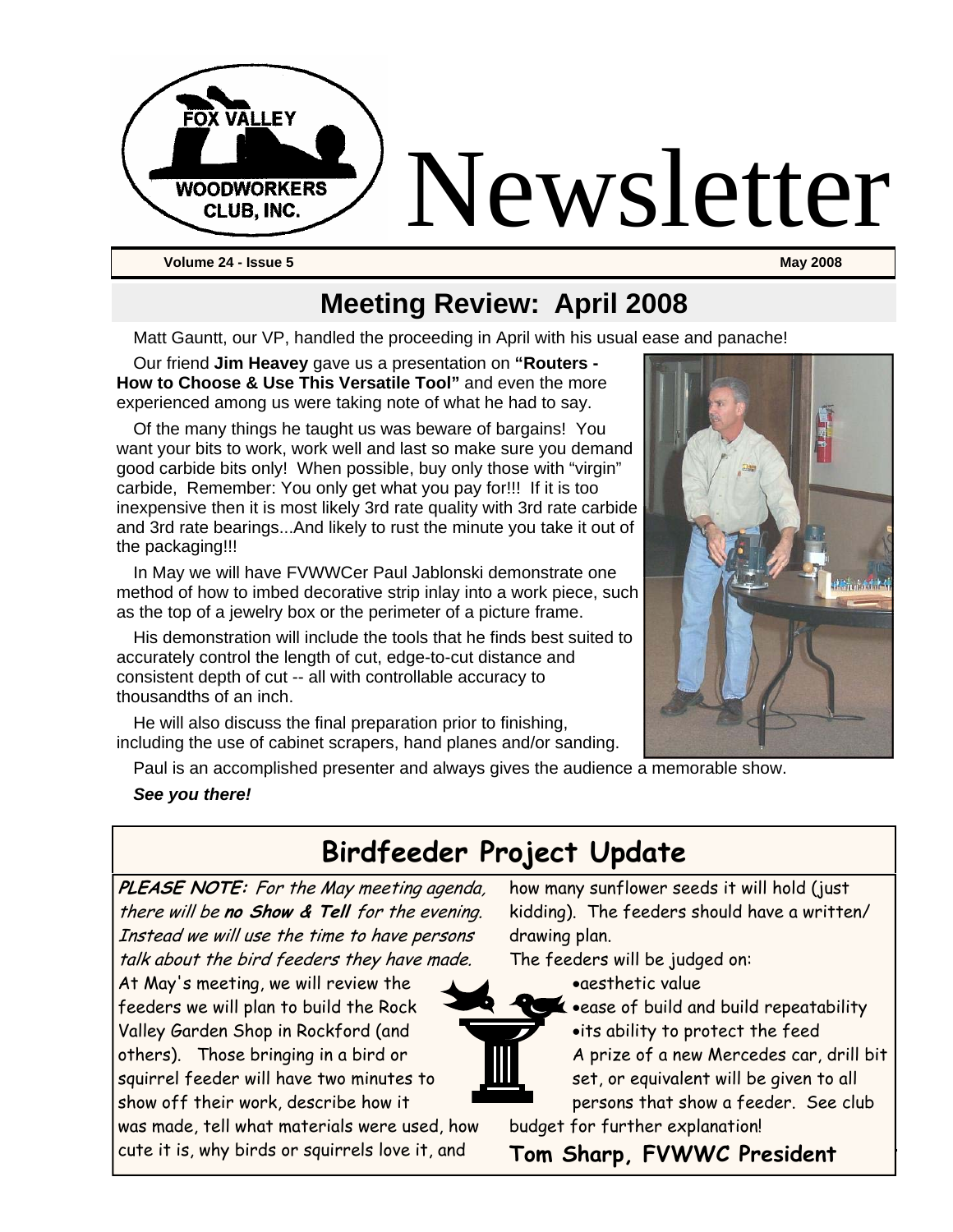# Newsletter

**Volume 24 - Issue 5** **May 2008**

## Meeting Review: April 2008

Matt Gauntt, our VP, handled the proceeding in April with his usual ease and panache!

Our friend **Jim Heavey** gave us a presentation on **"Routers - How to Choose & Use This Versatile Tool"** and even the more experienced among us were taking note of what he had to say.

Of the many things he taught us was beware of bargains! You want your bits to work, work well and last so make sure you demand good carbide bits only! When possible, buy only those with "virgin" carbide, Remember: You only get what you pay for!!! If it is too inexpensive then it is most likely 3rd rate quality with 3rd rate carbide and 3rd rate bearings...And likely to rust the minute you take it out of the packaging!!!

In May we will have FVWWCer Paul Jablonski demonstrate one method of how to imbed decorative strip inlay into a work piece, such as the top of a jewelry box or the perimeter of a picture frame.

His demonstration will include the tools that he finds best suited to accurately control the length of cut, edge-to-cut distance and consistent depth of cut -- all with controllable accuracy to thousandths of an inch.

He will also discuss the final preparation prior to finishing, including the use of cabinet scrapers, hand planes and/or sanding.

Paul is an accomplished presenter and always gives the audience a memorable show.

***See you there!***

## Birdfeeder Project Update

***PLEASE NOTE:** For the May meeting agenda, there will be **no Show & Tell** for the evening. Instead we will use the time to have persons talk about the bird feeders they have made.*

At May's meeting, we will review the feeders we will plan to build the Rock Valley Garden Shop in Rockford (and others). Those bringing in a bird or squirrel feeder will have two minutes to show off their work, describe how it was made, tell what materials were used, how cute it is, why birds or squirrels love it, and how many sunflower seeds it will hold (just kidding). The feeders should have a written/drawing plan.

The feeders will be judged on:

- aesthetic value
- ease of build and build repeatability
- its ability to protect the feed

A prize of a new Mercedes car, drill bit set, or equivalent will be given to all persons that show a feeder. See club budget for further explanation!

**Tom Sharp, FVWWC President**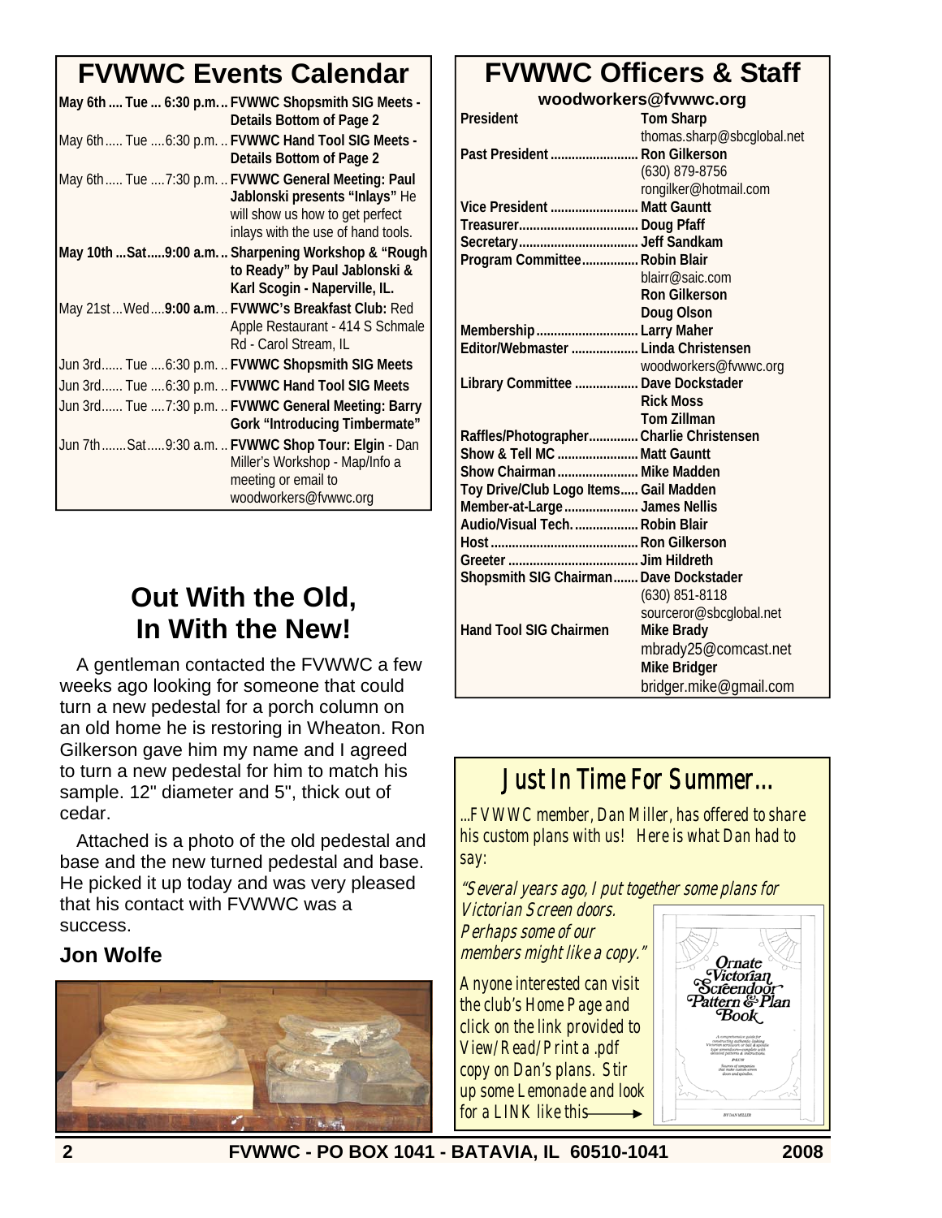## FVWWC Events Calendar

| Date | Time | Event |
|---|---|---|
| **May 6th .... Tue** | **6:30 p.m.** | **FVWWC Shopsmith SIG Meets - Details Bottom of Page 2** |
| May 6th ..... Tue | 6:30 p.m. | **FVWWC Hand Tool SIG Meets - Details Bottom of Page 2** |
| May 6th ..... Tue | 7:30 p.m. | **FVWWC General Meeting: Paul Jablonski presents "Inlays"** He will show us how to get perfect inlays with the use of hand tools. |
| **May 10th ...Sat** | **9:00 a.m.** | **Sharpening Workshop & "Rough to Ready" by Paul Jablonski & Karl Scogin - Naperville, IL.** |
| May 21st ...Wed | **9:00 a.m**. | **FVWWC's Breakfast Club:** Red Apple Restaurant - 414 S Schmale Rd - Carol Stream, IL |
| Jun 3rd...... Tue | 6:30 p.m. | **FVWWC Shopsmith SIG Meets** |
| Jun 3rd...... Tue | 6:30 p.m. | **FVWWC Hand Tool SIG Meets** |
| Jun 3rd...... Tue | 7:30 p.m. | **FVWWC General Meeting: Barry Gork "Introducing Timbermate"** |
| Jun 7th .......Sat | 9:30 a.m. | **FVWWC Shop Tour: Elgin** - Dan Miller's Workshop - Map/Info a meeting or email to woodworkers@fvwwc.org |

## FVWWC Officers & Staff

**woodworkers@fvwwc.org**

| Position | Name / Contact |
|---|---|
| **President** | **Tom Sharp** thomas.sharp@sbcglobal.net |
| **Past President** | **Ron Gilkerson** (630) 879-8756 rongilker@hotmail.com |
| **Vice President** | **Matt Gauntt** |
| **Treasurer** | **Doug Pfaff** |
| **Secretary** | **Jeff Sandkam** |
| **Program Committee** | **Robin Blair** blairr@saic.com; **Ron Gilkerson**; **Doug Olson** |
| **Membership** | **Larry Maher** |
| **Editor/Webmaster** | **Linda Christensen** woodworkers@fvwwc.org |
| **Library Committee** | **Dave Dockstader**; **Rick Moss**; **Tom Zillman** |
| **Raffles/Photographer** | **Charlie Christensen** |
| **Show & Tell MC** | **Matt Gauntt** |
| **Show Chairman** | **Mike Madden** |
| **Toy Drive/Club Logo Items** | **Gail Madden** |
| **Member-at-Large** | **James Nellis** |
| **Audio/Visual Tech.** | **Robin Blair** |
| **Host** | **Ron Gilkerson** |
| **Greeter** | **Jim Hildreth** |
| **Shopsmith SIG Chairman** | **Dave Dockstader** (630) 851-8118 sourceror@sbcglobal.net |
| **Hand Tool SIG Chairmen** | **Mike Brady** mbrady25@comcast.net; **Mike Bridger** bridger.mike@gmail.com |

## Out With the Old, In With the New!

A gentleman contacted the FVWWC a few weeks ago looking for someone that could turn a new pedestal for a porch column on an old home he is restoring in Wheaton. Ron Gilkerson gave him my name and I agreed to turn a new pedestal for him to match his sample. 12" diameter and 5", thick out of cedar.

Attached is a photo of the old pedestal and base and the new turned pedestal and base. He picked it up today and was very pleased that his contact with FVWWC was a success.

**Jon Wolfe**

## Just In Time For Summer...

*...FVWWC member, Dan Miller, has offered to share his custom plans with us! Here is what Dan had to say:*

*"Several years ago, I put together some plans for Victorian Screen doors. Perhaps some of our members might like a copy."*

*Anyone interested can visit the club's Home Page and click on the link provided to View/Read/Print a .pdf copy on Dan's plans. Stir up some Lemonade and look for a LINK like this* →

Ornate Victorian Screendoor Pattern & Plan Book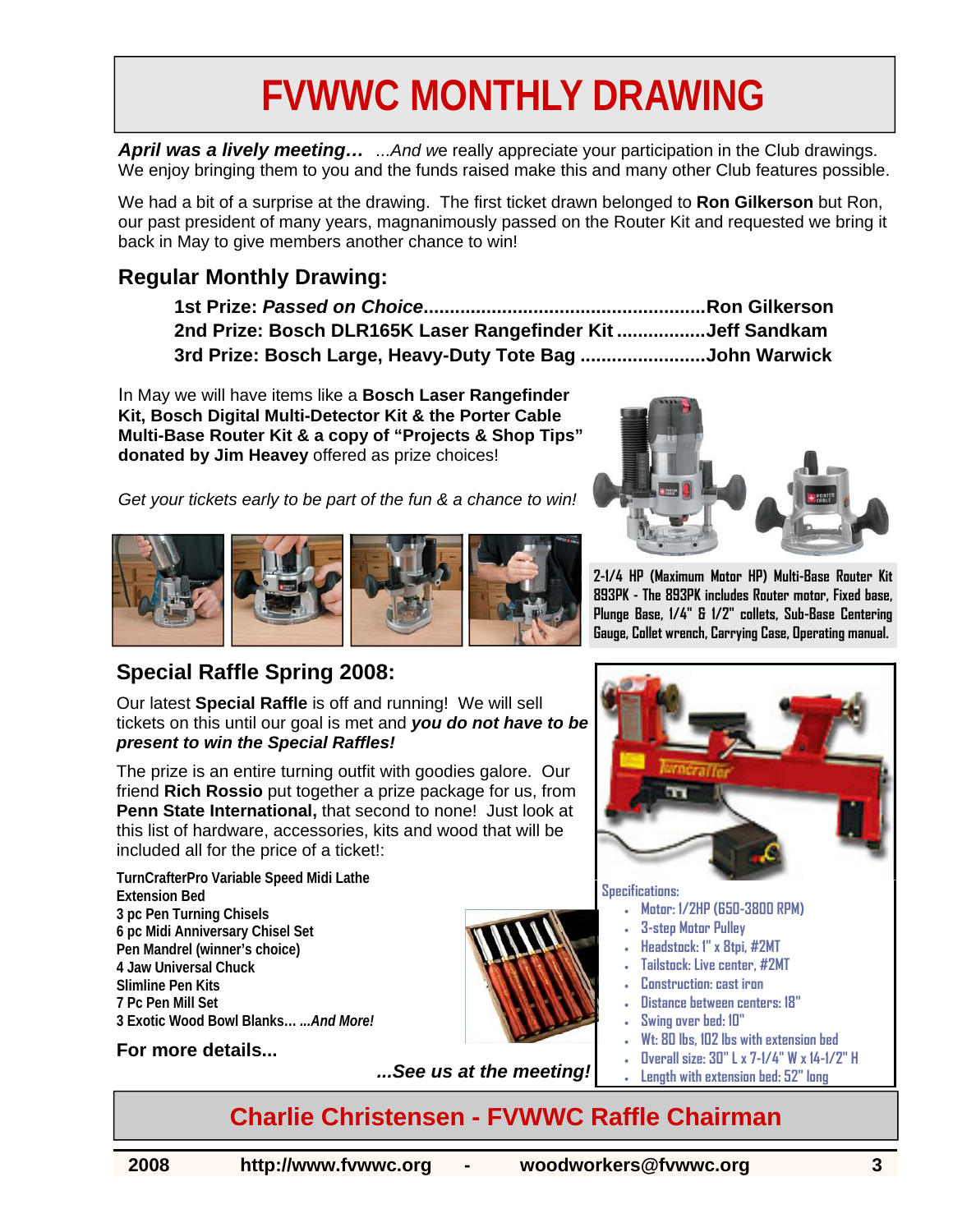# FVWWC MONTHLY DRAWING

***April was a lively meeting…*** *...And w*e really appreciate your participation in the Club drawings. We enjoy bringing them to you and the funds raised make this and many other Club features possible.

We had a bit of a surprise at the drawing. The first ticket drawn belonged to **Ron Gilkerson** but Ron, our past president of many years, magnanimously passed on the Router Kit and requested we bring it back in May to give members another chance to win!

## Regular Monthly Drawing:

**1st Prize: *Passed on Choice*.....................................................Ron Gilkerson**
**2nd Prize: Bosch DLR165K Laser Rangefinder Kit .................Jeff Sandkam**
**3rd Prize: Bosch Large, Heavy-Duty Tote Bag ........................John Warwick**

In May we will have items like a **Bosch Laser Rangefinder Kit, Bosch Digital Multi-Detector Kit & the Porter Cable Multi-Base Router Kit & a copy of "Projects & Shop Tips" donated by Jim Heavey** offered as prize choices!

*Get your tickets early to be part of the fun & a chance to win!*

**2-1/4 HP (Maximum Motor HP) Multi-Base Router Kit 893PK - The 893PK includes Router motor, Fixed base, Plunge Base, 1/4" & 1/2" collets, Sub-Base Centering Gauge, Collet wrench, Carrying Case, Operating manual.**

## Special Raffle Spring 2008:

Our latest **Special Raffle** is off and running! We will sell tickets on this until our goal is met and ***you do not have to be present to win the Special Raffles!***

The prize is an entire turning outfit with goodies galore. Our friend **Rich Rossio** put together a prize package for us, from **Penn State International,** that second to none! Just look at this list of hardware, accessories, kits and wood that will be included all for the price of a ticket!:

**TurnCrafterPro Variable Speed Midi Lathe**
**Extension Bed**
**3 pc Pen Turning Chisels**
**6 pc Midi Anniversary Chisel Set**
**Pen Mandrel (winner's choice)**
**4 Jaw Universal Chuck**
**Slimline Pen Kits**
**7 Pc Pen Mill Set**
**3 Exotic Wood Bowl Blanks... *...And More!***

Specifications:

- Motor: 1/2HP (650-3800 RPM)
- 3-step Motor Pulley
- Headstock: 1" x 8tpi, #2MT
- Tailstock: Live center, #2MT
- Construction: cast iron
- Distance between centers: 18"
- Swing over bed: 10"
- Wt: 80 lbs, 102 lbs with extension bed
- Overall size: 30" L x 7-1/4" W x 14-1/2" H
- Length with extension bed: 52" long

**For more details...**

***...See us at the meeting!***

## Charlie Christensen - FVWWC Raffle Chairman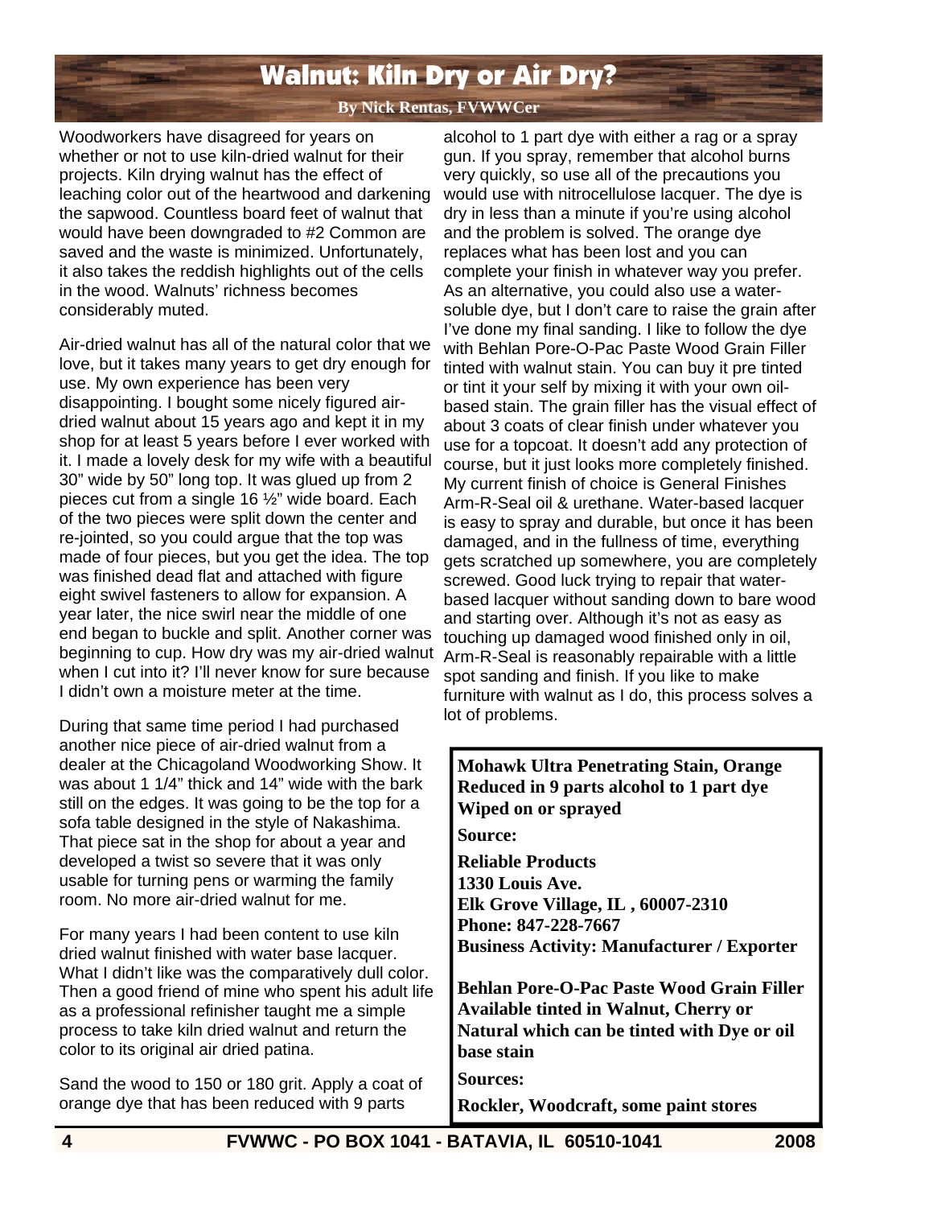# Walnut: Kiln Dry or Air Dry?

**By Nick Rentas, FVWWCer**

Woodworkers have disagreed for years on whether or not to use kiln-dried walnut for their projects. Kiln drying walnut has the effect of leaching color out of the heartwood and darkening the sapwood. Countless board feet of walnut that would have been downgraded to #2 Common are saved and the waste is minimized. Unfortunately, it also takes the reddish highlights out of the cells in the wood. Walnuts' richness becomes considerably muted.

Air-dried walnut has all of the natural color that we love, but it takes many years to get dry enough for use. My own experience has been very disappointing. I bought some nicely figured air-dried walnut about 15 years ago and kept it in my shop for at least 5 years before I ever worked with it. I made a lovely desk for my wife with a beautiful 30" wide by 50" long top. It was glued up from 2 pieces cut from a single 16 ½" wide board. Each of the two pieces were split down the center and re-jointed, so you could argue that the top was made of four pieces, but you get the idea. The top was finished dead flat and attached with figure eight swivel fasteners to allow for expansion. A year later, the nice swirl near the middle of one end began to buckle and split. Another corner was beginning to cup. How dry was my air-dried walnut when I cut into it? I'll never know for sure because I didn't own a moisture meter at the time.

During that same time period I had purchased another nice piece of air-dried walnut from a dealer at the Chicagoland Woodworking Show. It was about 1 1/4" thick and 14" wide with the bark still on the edges. It was going to be the top for a sofa table designed in the style of Nakashima. That piece sat in the shop for about a year and developed a twist so severe that it was only usable for turning pens or warming the family room. No more air-dried walnut for me.

For many years I had been content to use kiln dried walnut finished with water base lacquer. What I didn't like was the comparatively dull color. Then a good friend of mine who spent his adult life as a professional refinisher taught me a simple process to take kiln dried walnut and return the color to its original air dried patina.

Sand the wood to 150 or 180 grit. Apply a coat of orange dye that has been reduced with 9 parts alcohol to 1 part dye with either a rag or a spray gun. If you spray, remember that alcohol burns very quickly, so use all of the precautions you would use with nitrocellulose lacquer. The dye is dry in less than a minute if you're using alcohol and the problem is solved. The orange dye replaces what has been lost and you can complete your finish in whatever way you prefer. As an alternative, you could also use a water-soluble dye, but I don't care to raise the grain after I've done my final sanding. I like to follow the dye with Behlan Pore-O-Pac Paste Wood Grain Filler tinted with walnut stain. You can buy it pre tinted or tint it your self by mixing it with your own oil-based stain. The grain filler has the visual effect of about 3 coats of clear finish under whatever you use for a topcoat. It doesn't add any protection of course, but it just looks more completely finished. My current finish of choice is General Finishes Arm-R-Seal oil & urethane. Water-based lacquer is easy to spray and durable, but once it has been damaged, and in the fullness of time, everything gets scratched up somewhere, you are completely screwed. Good luck trying to repair that water-based lacquer without sanding down to bare wood and starting over. Although it's not as easy as touching up damaged wood finished only in oil, Arm-R-Seal is reasonably repairable with a little spot sanding and finish. If you like to make furniture with walnut as I do, this process solves a lot of problems.

**Mohawk Ultra Penetrating Stain, Orange**
**Reduced in 9 parts alcohol to 1 part dye**
**Wiped on or sprayed**

**Source:**

**Reliable Products**
**1330 Louis Ave.**
**Elk Grove Village, IL , 60007-2310**
**Phone: 847-228-7667**
**Business Activity: Manufacturer / Exporter**

**Behlan Pore-O-Pac Paste Wood Grain Filler**
**Available tinted in Walnut, Cherry or Natural which can be tinted with Dye or oil base stain**

**Sources:**

**Rockler, Woodcraft, some paint stores**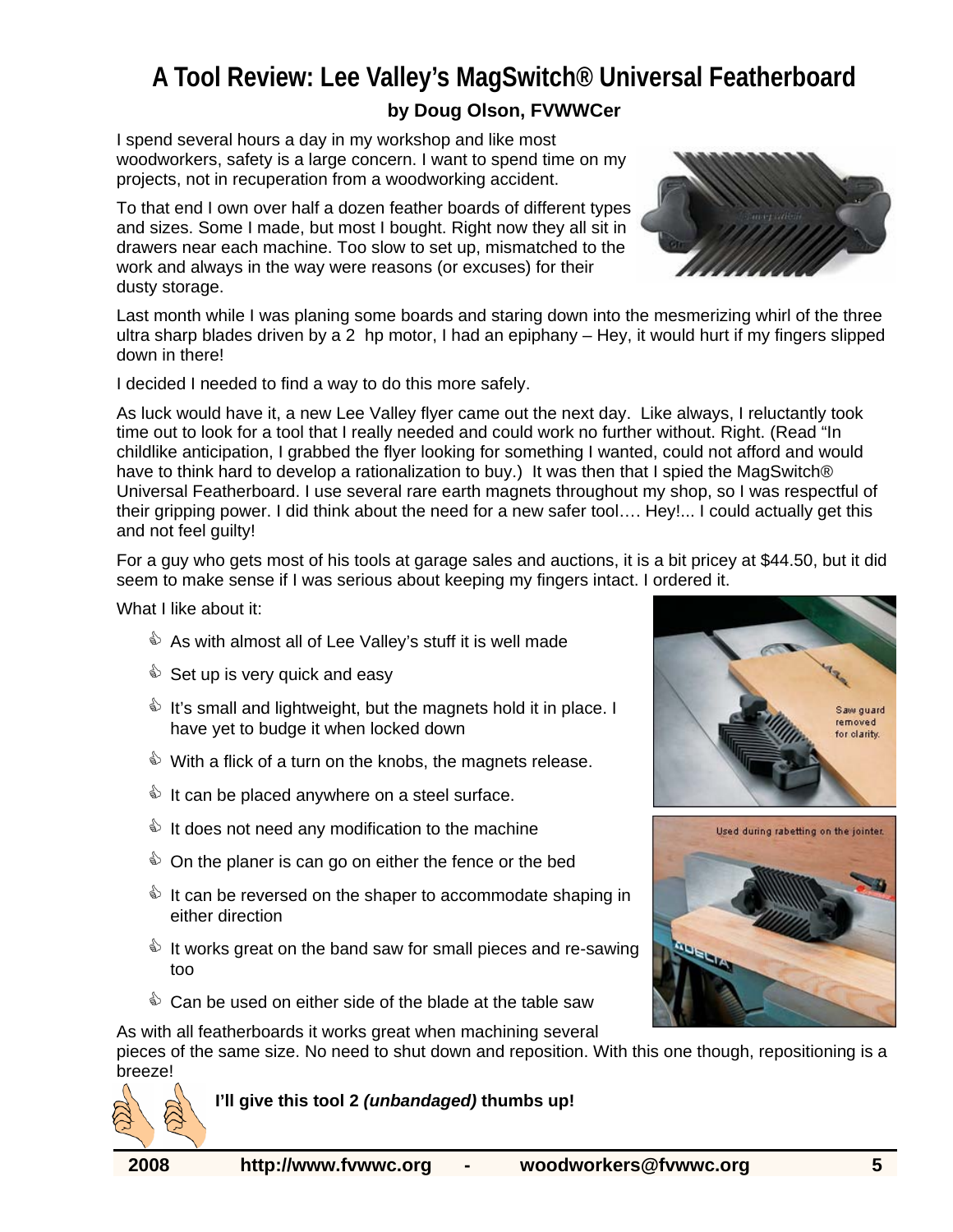# A Tool Review: Lee Valley's MagSwitch® Universal Featherboard

**by Doug Olson, FVWWCer**

I spend several hours a day in my workshop and like most woodworkers, safety is a large concern. I want to spend time on my projects, not in recuperation from a woodworking accident.

To that end I own over half a dozen feather boards of different types and sizes. Some I made, but most I bought. Right now they all sit in drawers near each machine. Too slow to set up, mismatched to the work and always in the way were reasons (or excuses) for their dusty storage.

Last month while I was planing some boards and staring down into the mesmerizing whirl of the three ultra sharp blades driven by a 2 hp motor, I had an epiphany – Hey, it would hurt if my fingers slipped down in there!

I decided I needed to find a way to do this more safely.

As luck would have it, a new Lee Valley flyer came out the next day. Like always, I reluctantly took time out to look for a tool that I really needed and could work no further without. Right. (Read "In childlike anticipation, I grabbed the flyer looking for something I wanted, could not afford and would have to think hard to develop a rationalization to buy.) It was then that I spied the MagSwitch® Universal Featherboard. I use several rare earth magnets throughout my shop, so I was respectful of their gripping power. I did think about the need for a new safer tool…. Hey!... I could actually get this and not feel guilty!

For a guy who gets most of his tools at garage sales and auctions, it is a bit pricey at $44.50, but it did seem to make sense if I was serious about keeping my fingers intact. I ordered it.

What I like about it:

- As with almost all of Lee Valley's stuff it is well made
- Set up is very quick and easy
- It's small and lightweight, but the magnets hold it in place. I have yet to budge it when locked down
- With a flick of a turn on the knobs, the magnets release.
- It can be placed anywhere on a steel surface.
- It does not need any modification to the machine
- On the planer is can go on either the fence or the bed
- It can be reversed on the shaper to accommodate shaping in either direction
- It works great on the band saw for small pieces and re-sawing too
- Can be used on either side of the blade at the table saw

Saw guard removed for clarity.

Used during rabetting on the jointer.

As with all featherboards it works great when machining several pieces of the same size. No need to shut down and reposition. With this one though, repositioning is a breeze!

**I'll give this tool 2 *(unbandaged)* thumbs up!**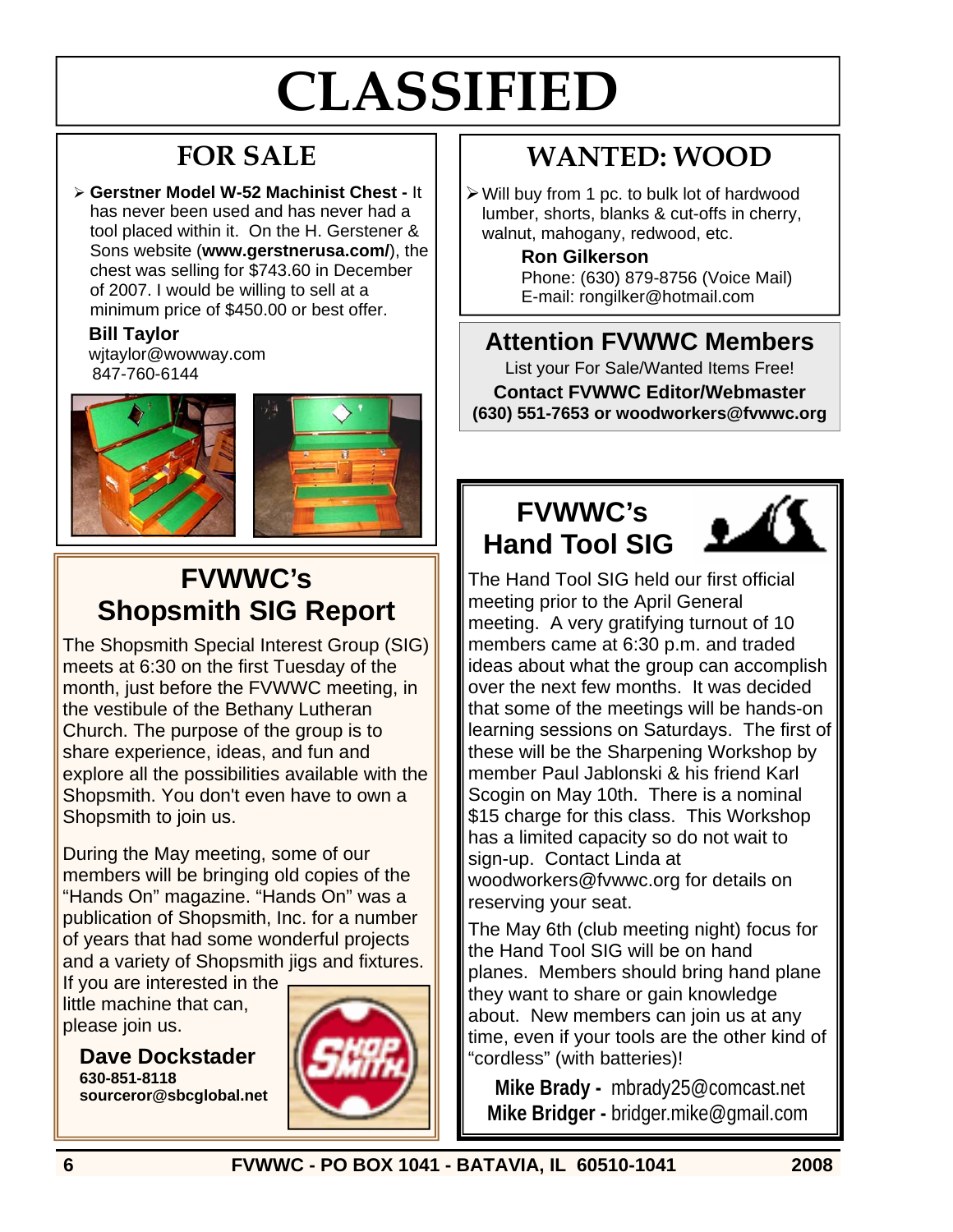# CLASSIFIED

## FOR SALE

- **Gerstner Model W-52 Machinist Chest -** It has never been used and has never had a tool placed within it. On the H. Gerstener & Sons website (**www.gerstnerusa.com/**), the chest was selling for $743.60 in December of 2007. I would be willing to sell at a minimum price of $450.00 or best offer.

**Bill Taylor**
wjtaylor@wowway.com
847-760-6144

## WANTED: WOOD

- Will buy from 1 pc. to bulk lot of hardwood lumber, shorts, blanks & cut-offs in cherry, walnut, mahogany, redwood, etc.

**Ron Gilkerson**
Phone: (630) 879-8756 (Voice Mail)
E-mail: rongilker@hotmail.com

## Attention FVWWC Members

List your For Sale/Wanted Items Free!

**Contact FVWWC Editor/Webmaster**
**(630) 551-7653 or woodworkers@fvwwc.org**

## FVWWC's Shopsmith SIG Report

The Shopsmith Special Interest Group (SIG) meets at 6:30 on the first Tuesday of the month, just before the FVWWC meeting, in the vestibule of the Bethany Lutheran Church. The purpose of the group is to share experience, ideas, and fun and explore all the possibilities available with the Shopsmith. You don't even have to own a Shopsmith to join us.

During the May meeting, some of our members will be bringing old copies of the "Hands On" magazine. "Hands On" was a publication of Shopsmith, Inc. for a number of years that had some wonderful projects and a variety of Shopsmith jigs and fixtures. If you are interested in the little machine that can, please join us.

**Dave Dockstader**
**630-851-8118**
**sourceror@sbcglobal.net**

## FVWWC's Hand Tool SIG

The Hand Tool SIG held our first official meeting prior to the April General meeting. A very gratifying turnout of 10 members came at 6:30 p.m. and traded ideas about what the group can accomplish over the next few months. It was decided that some of the meetings will be hands-on learning sessions on Saturdays. The first of these will be the Sharpening Workshop by member Paul Jablonski & his friend Karl Scogin on May 10th. There is a nominal $15 charge for this class. This Workshop has a limited capacity so do not wait to sign-up. Contact Linda at woodworkers@fvwwc.org for details on reserving your seat.

The May 6th (club meeting night) focus for the Hand Tool SIG will be on hand planes. Members should bring hand plane they want to share or gain knowledge about. New members can join us at any time, even if your tools are the other kind of "cordless" (with batteries)!

**Mike Brady -** mbrady25@comcast.net
**Mike Bridger -** bridger.mike@gmail.com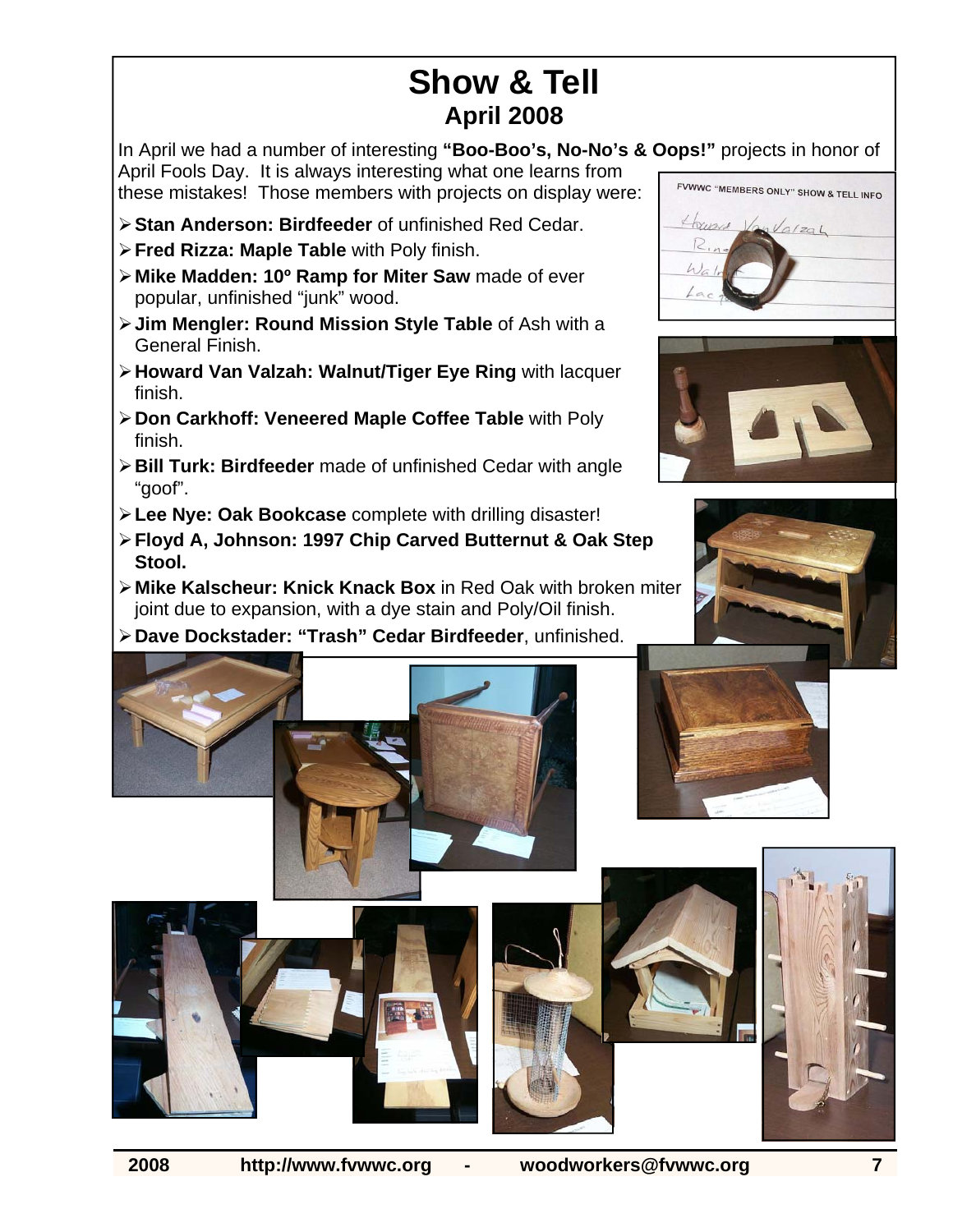# Show & Tell
## April 2008

In April we had a number of interesting **"Boo-Boo's, No-No's & Oops!"** projects in honor of April Fools Day. It is always interesting what one learns from these mistakes! Those members with projects on display were:

- **Stan Anderson: Birdfeeder** of unfinished Red Cedar.
- **Fred Rizza: Maple Table** with Poly finish.
- **Mike Madden: 10º Ramp for Miter Saw** made of ever popular, unfinished "junk" wood.
- **Jim Mengler: Round Mission Style Table** of Ash with a General Finish.
- **Howard Van Valzah: Walnut/Tiger Eye Ring** with lacquer finish.
- **Don Carkhoff: Veneered Maple Coffee Table** with Poly finish.
- **Bill Turk: Birdfeeder** made of unfinished Cedar with angle "goof".
- **Lee Nye: Oak Bookcase** complete with drilling disaster!
- **Floyd A, Johnson: 1997 Chip Carved Butternut & Oak Step Stool.**
- **Mike Kalscheur: Knick Knack Box** in Red Oak with broken miter joint due to expansion, with a dye stain and Poly/Oil finish.
- **Dave Dockstader: "Trash" Cedar Birdfeeder**, unfinished.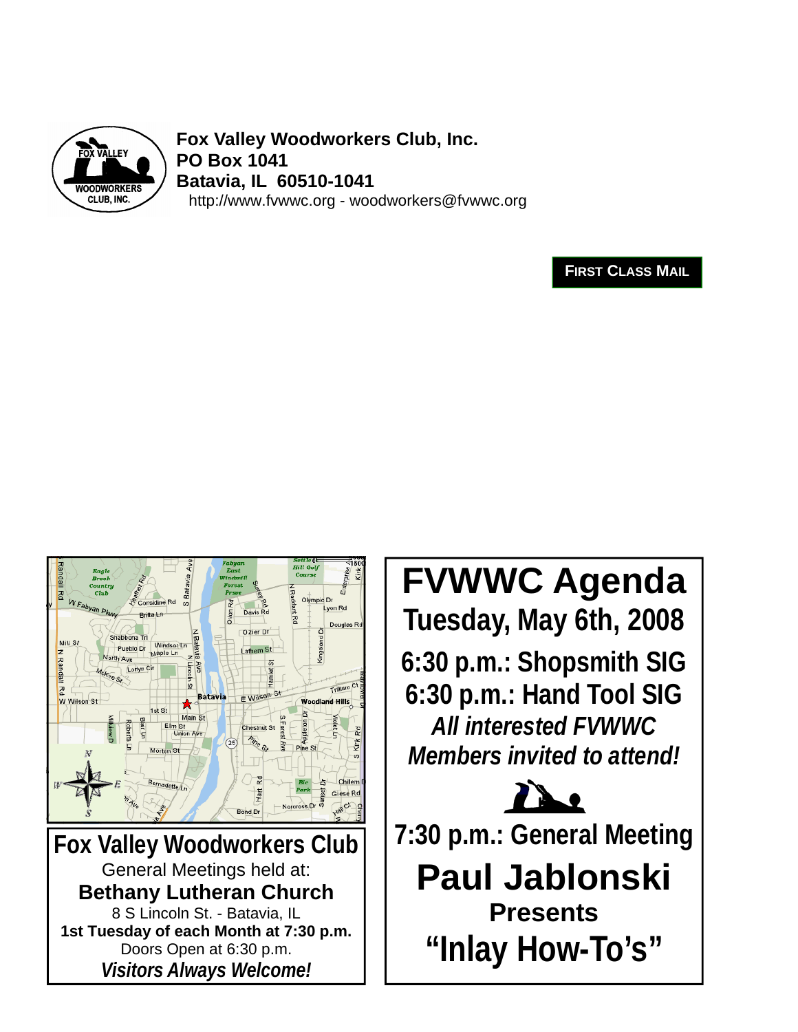**Fox Valley Woodworkers Club, Inc.**
**PO Box 1041**
**Batavia, IL 60510-1041**
http://www.fvwwc.org - woodworkers@fvwwc.org

**FIRST CLASS MAIL**

**Fox Valley Woodworkers Club**
General Meetings held at:
**Bethany Lutheran Church**
8 S Lincoln St. - Batavia, IL
**1st Tuesday of each Month at 7:30 p.m.**
Doors Open at 6:30 p.m.
***Visitors Always Welcome!***

# FVWWC Agenda

## Tuesday, May 6th, 2008

**6:30 p.m.: Shopsmith SIG**
**6:30 p.m.: Hand Tool SIG**
***All interested FVWWC Members invited to attend!***

**7:30 p.m.: General Meeting**

## Paul Jablonski

**Presents**

## "Inlay How-To's"